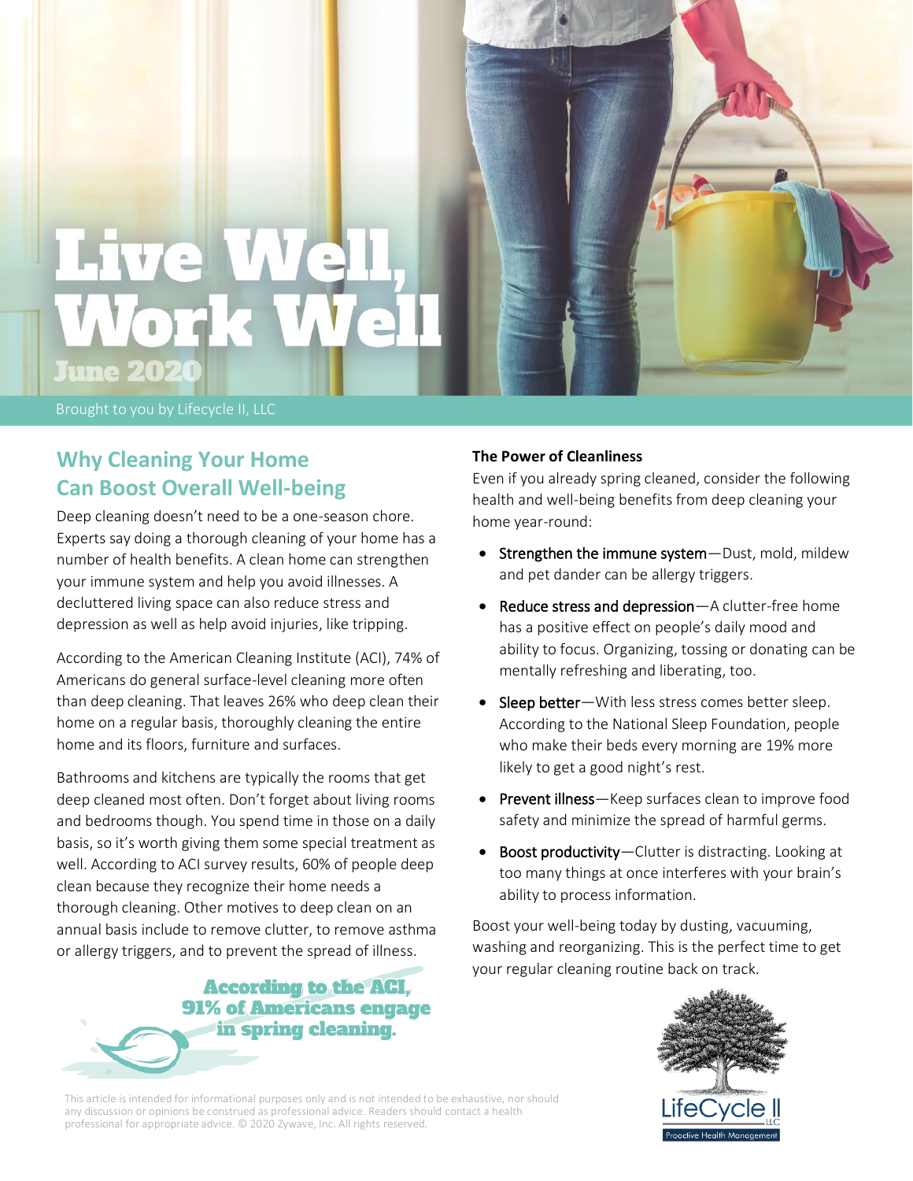# Live Well, Work Well

June 2020

Brought to you by Lifecycle II, LLC

## Why Cleaning Your Home Can Boost Overall Well-being

Deep cleaning doesn't need to be a one-season chore. Experts say doing a thorough cleaning of your home has a number of health benefits. A clean home can strengthen your immune system and help you avoid illnesses. A decluttered living space can also reduce stress and depression as well as help avoid injuries, like tripping.

According to the American Cleaning Institute (ACI), 74% of Americans do general surface-level cleaning more often than deep cleaning. That leaves 26% who deep clean their home on a regular basis, thoroughly cleaning the entire home and its floors, furniture and surfaces.

Bathrooms and kitchens are typically the rooms that get deep cleaned most often. Don't forget about living rooms and bedrooms though. You spend time in those on a daily basis, so it's worth giving them some special treatment as well. According to ACI survey results, 60% of people deep clean because they recognize their home needs a thorough cleaning. Other motives to deep clean on an annual basis include to remove clutter, to remove asthma or allergy triggers, and to prevent the spread of illness.

**According to the ACI, 91% of Americans engage in spring cleaning.**

### The Power of Cleanliness

Even if you already spring cleaned, consider the following health and well-being benefits from deep cleaning your home year-round:

- Strengthen the immune system—Dust, mold, mildew and pet dander can be allergy triggers.
- Reduce stress and depression—A clutter-free home has a positive effect on people's daily mood and ability to focus. Organizing, tossing or donating can be mentally refreshing and liberating, too.
- Sleep better—With less stress comes better sleep. According to the National Sleep Foundation, people who make their beds every morning are 19% more likely to get a good night's rest.
- Prevent illness—Keep surfaces clean to improve food safety and minimize the spread of harmful germs.
- Boost productivity—Clutter is distracting. Looking at too many things at once interferes with your brain's ability to process information.

Boost your well-being today by dusting, vacuuming, washing and reorganizing. This is the perfect time to get your regular cleaning routine back on track.

This article is intended for informational purposes only and is not intended to be exhaustive, nor should any discussion or opinions be construed as professional advice. Readers should contact a health professional for appropriate advice. © 2020 Zywave, Inc. All rights reserved.

LifeCycle II LLC
Proactive Health Management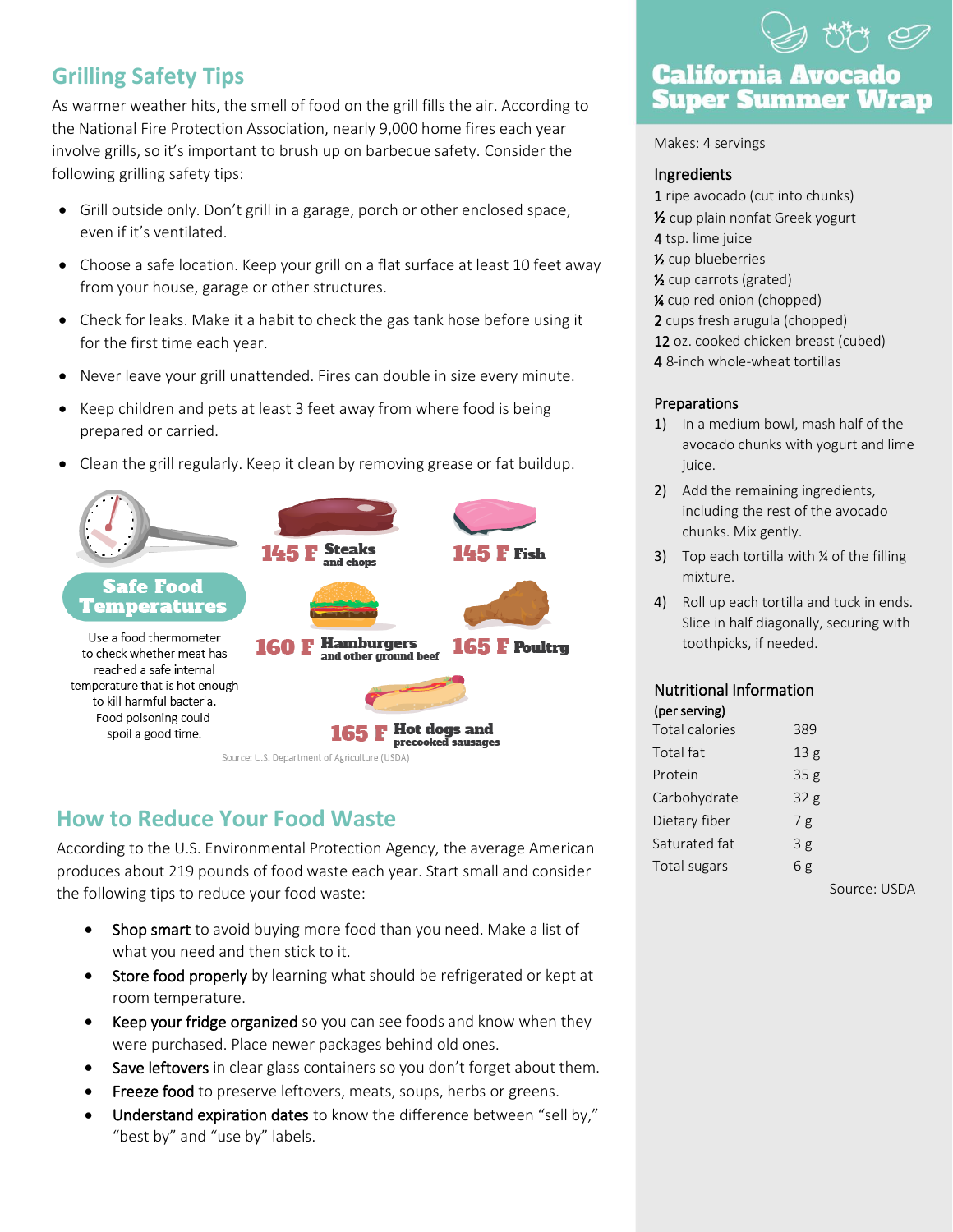## Grilling Safety Tips

As warmer weather hits, the smell of food on the grill fills the air. According to the National Fire Protection Association, nearly 9,000 home fires each year involve grills, so it's important to brush up on barbecue safety. Consider the following grilling safety tips:

- Grill outside only. Don't grill in a garage, porch or other enclosed space, even if it's ventilated.
- Choose a safe location. Keep your grill on a flat surface at least 10 feet away from your house, garage or other structures.
- Check for leaks. Make it a habit to check the gas tank hose before using it for the first time each year.
- Never leave your grill unattended. Fires can double in size every minute.
- Keep children and pets at least 3 feet away from where food is being prepared or carried.
- Clean the grill regularly. Keep it clean by removing grease or fat buildup.

### Safe Food Temperatures

Use a food thermometer to check whether meat has reached a safe internal temperature that is hot enough to kill harmful bacteria. Food poisoning could spoil a good time.

145 F Steaks and chops

145 F Fish

160 F Hamburgers and other ground beef

165 F Poultry

165 F Hot dogs and precooked sausages

Source: U.S. Department of Agriculture (USDA)

## How to Reduce Your Food Waste

According to the U.S. Environmental Protection Agency, the average American produces about 219 pounds of food waste each year. Start small and consider the following tips to reduce your food waste:

- **Shop smart** to avoid buying more food than you need. Make a list of what you need and then stick to it.
- **Store food properly** by learning what should be refrigerated or kept at room temperature.
- **Keep your fridge organized** so you can see foods and know when they were purchased. Place newer packages behind old ones.
- **Save leftovers** in clear glass containers so you don't forget about them.
- **Freeze food** to preserve leftovers, meats, soups, herbs or greens.
- **Understand expiration dates** to know the difference between "sell by," "best by" and "use by" labels.

## California Avocado Super Summer Wrap

Makes: 4 servings

### Ingredients

- **1** ripe avocado (cut into chunks)
- **½** cup plain nonfat Greek yogurt
- **4** tsp. lime juice
- **½** cup blueberries
- **½** cup carrots (grated)
- **¼** cup red onion (chopped)
- **2** cups fresh arugula (chopped)
- **12** oz. cooked chicken breast (cubed)
- **4** 8-inch whole-wheat tortillas

### Preparations

1) In a medium bowl, mash half of the avocado chunks with yogurt and lime juice.
2) Add the remaining ingredients, including the rest of the avocado chunks. Mix gently.
3) Top each tortilla with ¼ of the filling mixture.
4) Roll up each tortilla and tuck in ends. Slice in half diagonally, securing with toothpicks, if needed.

### Nutritional Information

(per serving)

| | |
|---|---|
| Total calories | 389 |
| Total fat | 13 g |
| Protein | 35 g |
| Carbohydrate | 32 g |
| Dietary fiber | 7 g |
| Saturated fat | 3 g |
| Total sugars | 6 g |

Source: USDA